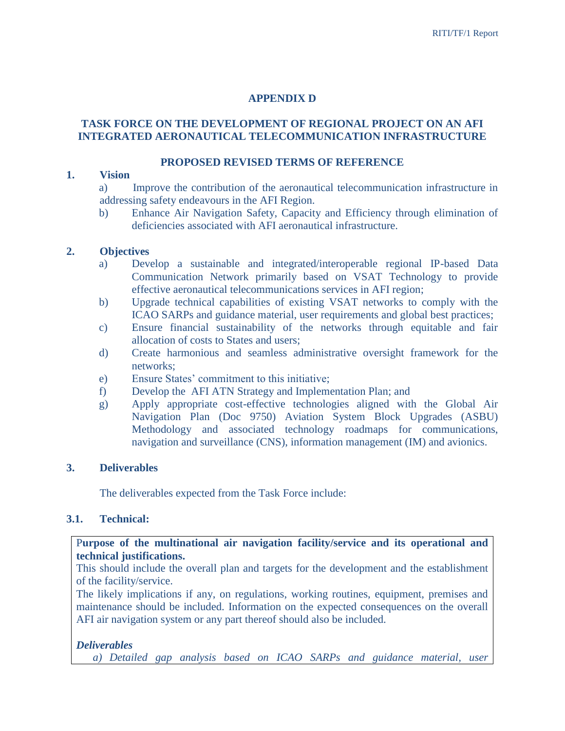# APPENDIX D

## TASK FORCE ON THE DEVELOPMENT OF REGIONAL PROJECT ON AN AFI INTEGRATED AERONAUTICAL TELECOMMUNICATION INFRASTRUCTURE

### PROPOSED REVISED TERMS OF REFERENCE

**1. Vision**

a) Improve the contribution of the aeronautical telecommunication infrastructure in addressing safety endeavours in the AFI Region.

b) Enhance Air Navigation Safety, Capacity and Efficiency through elimination of deficiencies associated with AFI aeronautical infrastructure.

**2. Objectives**

a) Develop a sustainable and integrated/interoperable regional IP-based Data Communication Network primarily based on VSAT Technology to provide effective aeronautical telecommunications services in AFI region;

b) Upgrade technical capabilities of existing VSAT networks to comply with the ICAO SARPs and guidance material, user requirements and global best practices;

c) Ensure financial sustainability of the networks through equitable and fair allocation of costs to States and users;

d) Create harmonious and seamless administrative oversight framework for the networks;

e) Ensure States' commitment to this initiative;

f) Develop the AFI ATN Strategy and Implementation Plan; and

g) Apply appropriate cost-effective technologies aligned with the Global Air Navigation Plan (Doc 9750) Aviation System Block Upgrades (ASBU) Methodology and associated technology roadmaps for communications, navigation and surveillance (CNS), information management (IM) and avionics.

**3. Deliverables**

The deliverables expected from the Task Force include:

**3.1. Technical:**

**Purpose of the multinational air navigation facility/service and its operational and technical justifications.**

This should include the overall plan and targets for the development and the establishment of the facility/service.

The likely implications if any, on regulations, working routines, equipment, premises and maintenance should be included. Information on the expected consequences on the overall AFI air navigation system or any part thereof should also be included.

***Deliverables***

*a) Detailed gap analysis based on ICAO SARPs and guidance material, user*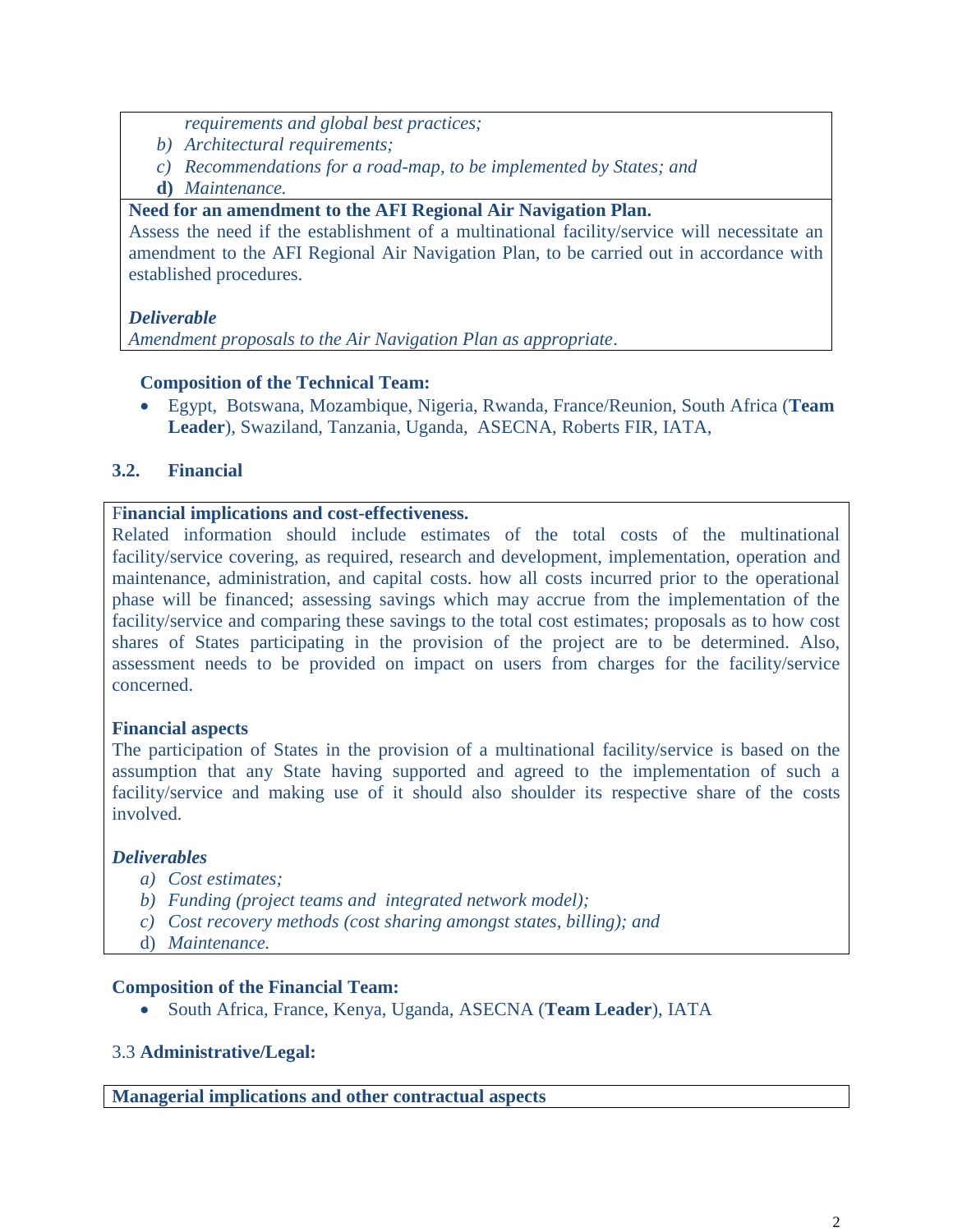*requirements and global best practices;*

b) *Architectural requirements;*
c) *Recommendations for a road-map, to be implemented by States; and*
**d)** *Maintenance.*

**Need for an amendment to the AFI Regional Air Navigation Plan.**
Assess the need if the establishment of a multinational facility/service will necessitate an amendment to the AFI Regional Air Navigation Plan, to be carried out in accordance with established procedures.

***Deliverable***
*Amendment proposals to the Air Navigation Plan as appropriate*.

**Composition of the Technical Team:**

- Egypt, Botswana, Mozambique, Nigeria, Rwanda, France/Reunion, South Africa (**Team Leader**), Swaziland, Tanzania, Uganda, ASECNA, Roberts FIR, IATA,

### 3.2. Financial

F**inancial implications and cost-effectiveness.**
Related information should include estimates of the total costs of the multinational facility/service covering, as required, research and development, implementation, operation and maintenance, administration, and capital costs. how all costs incurred prior to the operational phase will be financed; assessing savings which may accrue from the implementation of the facility/service and comparing these savings to the total cost estimates; proposals as to how cost shares of States participating in the provision of the project are to be determined. Also, assessment needs to be provided on impact on users from charges for the facility/service concerned.

**Financial aspects**
The participation of States in the provision of a multinational facility/service is based on the assumption that any State having supported and agreed to the implementation of such a facility/service and making use of it should also shoulder its respective share of the costs involved.

***Deliverables***

a) *Cost estimates;*
b) *Funding (project teams and integrated network model);*
c) *Cost recovery methods (cost sharing amongst states, billing); and*
d) *Maintenance.*

**Composition of the Financial Team:**

- South Africa, France, Kenya, Uganda, ASECNA (**Team Leader**), IATA

### 3.3 Administrative/Legal:

**Managerial implications and other contractual aspects**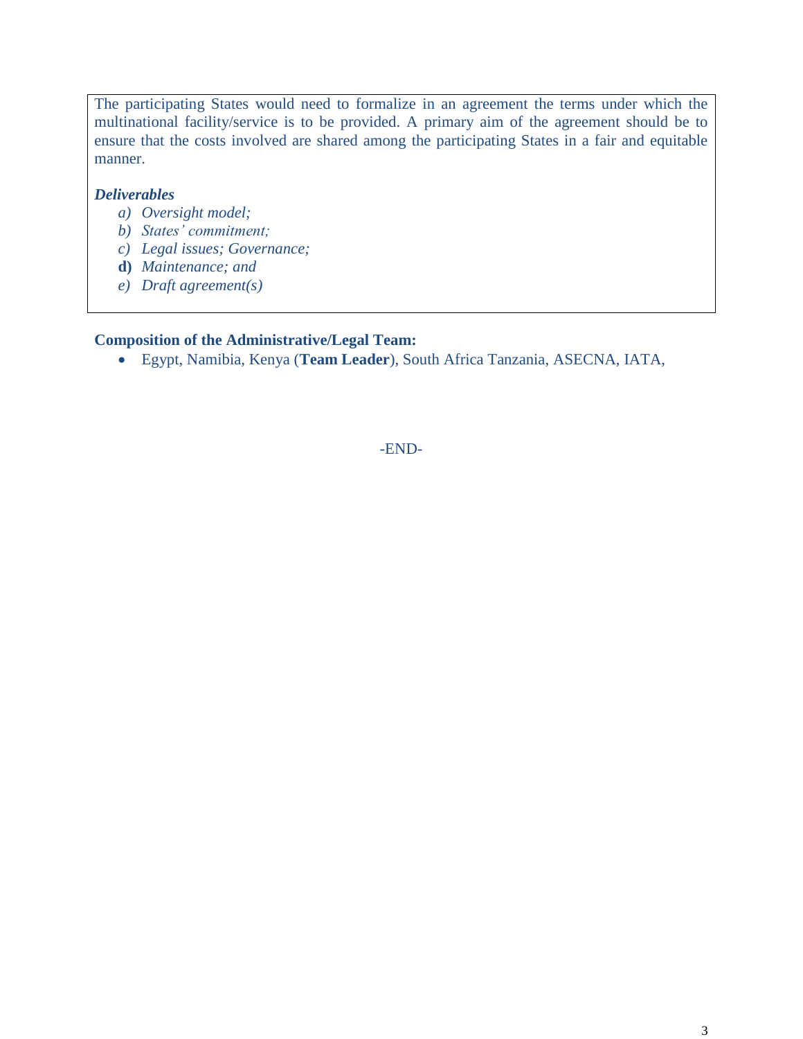The participating States would need to formalize in an agreement the terms under which the multinational facility/service is to be provided. A primary aim of the agreement should be to ensure that the costs involved are shared among the participating States in a fair and equitable manner.

***Deliverables***

a) *Oversight model;*
b) *States' commitment;*
c) *Legal issues; Governance;*
d) *Maintenance; and*
e) *Draft agreement(s)*

**Composition of the Administrative/Legal Team:**

- Egypt, Namibia, Kenya (**Team Leader**), South Africa Tanzania, ASECNA, IATA,

-END-